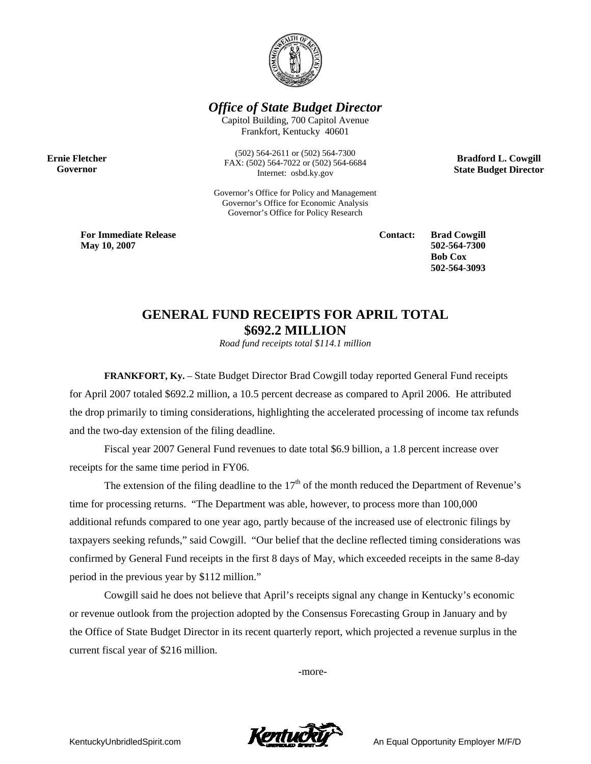## *Office of State Budget Director*

Capitol Building, 700 Capitol Avenue
Frankfort, Kentucky 40601

**Ernie Fletcher**
**Governor**

(502) 564-2611 or (502) 564-7300
FAX: (502) 564-7022 or (502) 564-6684
Internet: osbd.ky.gov

**Bradford L. Cowgill**
**State Budget Director**

Governor's Office for Policy and Management
Governor's Office for Economic Analysis
Governor's Office for Policy Research

**For Immediate Release**
**May 10, 2007**

**Contact:** **Brad Cowgill**
**502-564-7300**
**Bob Cox**
**502-564-3093**

# GENERAL FUND RECEIPTS FOR APRIL TOTAL $692.2 MILLION

*Road fund receipts total $114.1 million*

**FRANKFORT, Ky.** – State Budget Director Brad Cowgill today reported General Fund receipts for April 2007 totaled $692.2 million, a 10.5 percent decrease as compared to April 2006. He attributed the drop primarily to timing considerations, highlighting the accelerated processing of income tax refunds and the two-day extension of the filing deadline.

Fiscal year 2007 General Fund revenues to date total $6.9 billion, a 1.8 percent increase over receipts for the same time period in FY06.

The extension of the filing deadline to the 17th of the month reduced the Department of Revenue's time for processing returns. "The Department was able, however, to process more than 100,000 additional refunds compared to one year ago, partly because of the increased use of electronic filings by taxpayers seeking refunds," said Cowgill. "Our belief that the decline reflected timing considerations was confirmed by General Fund receipts in the first 8 days of May, which exceeded receipts in the same 8-day period in the previous year by $112 million."

Cowgill said he does not believe that April's receipts signal any change in Kentucky's economic or revenue outlook from the projection adopted by the Consensus Forecasting Group in January and by the Office of State Budget Director in its recent quarterly report, which projected a revenue surplus in the current fiscal year of $216 million.

-more-

KentuckyUnbridledSpirit.com

An Equal Opportunity Employer M/F/D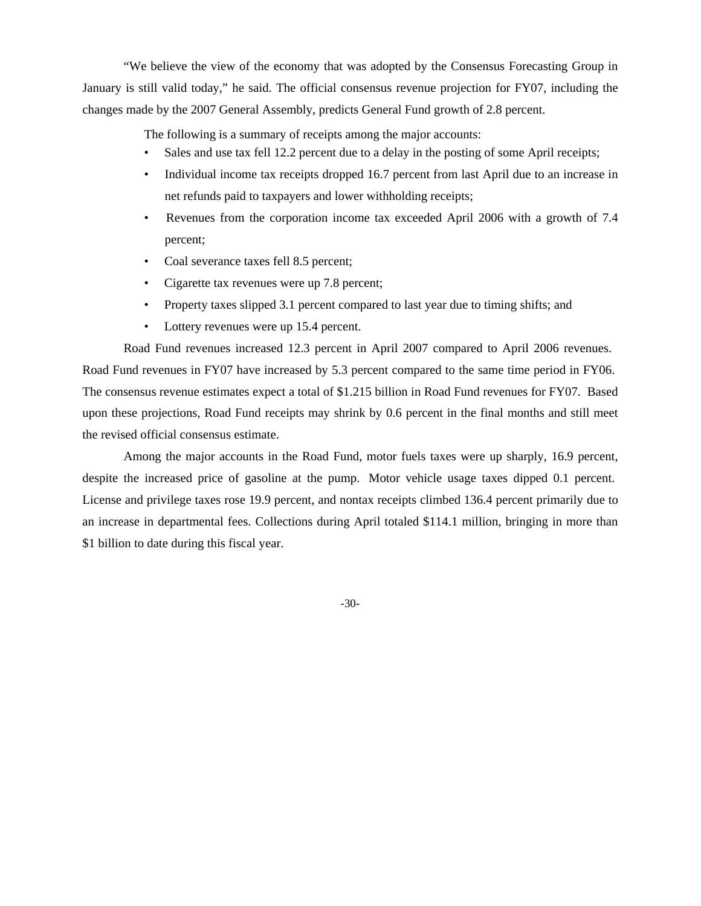"We believe the view of the economy that was adopted by the Consensus Forecasting Group in January is still valid today," he said. The official consensus revenue projection for FY07, including the changes made by the 2007 General Assembly, predicts General Fund growth of 2.8 percent.

The following is a summary of receipts among the major accounts:

- Sales and use tax fell 12.2 percent due to a delay in the posting of some April receipts;
- Individual income tax receipts dropped 16.7 percent from last April due to an increase in net refunds paid to taxpayers and lower withholding receipts;
- Revenues from the corporation income tax exceeded April 2006 with a growth of 7.4 percent;
- Coal severance taxes fell 8.5 percent;
- Cigarette tax revenues were up 7.8 percent;
- Property taxes slipped 3.1 percent compared to last year due to timing shifts; and
- Lottery revenues were up 15.4 percent.

Road Fund revenues increased 12.3 percent in April 2007 compared to April 2006 revenues. Road Fund revenues in FY07 have increased by 5.3 percent compared to the same time period in FY06. The consensus revenue estimates expect a total of $1.215 billion in Road Fund revenues for FY07. Based upon these projections, Road Fund receipts may shrink by 0.6 percent in the final months and still meet the revised official consensus estimate.

Among the major accounts in the Road Fund, motor fuels taxes were up sharply, 16.9 percent, despite the increased price of gasoline at the pump. Motor vehicle usage taxes dipped 0.1 percent. License and privilege taxes rose 19.9 percent, and nontax receipts climbed 136.4 percent primarily due to an increase in departmental fees. Collections during April totaled $114.1 million, bringing in more than $1 billion to date during this fiscal year.

-30-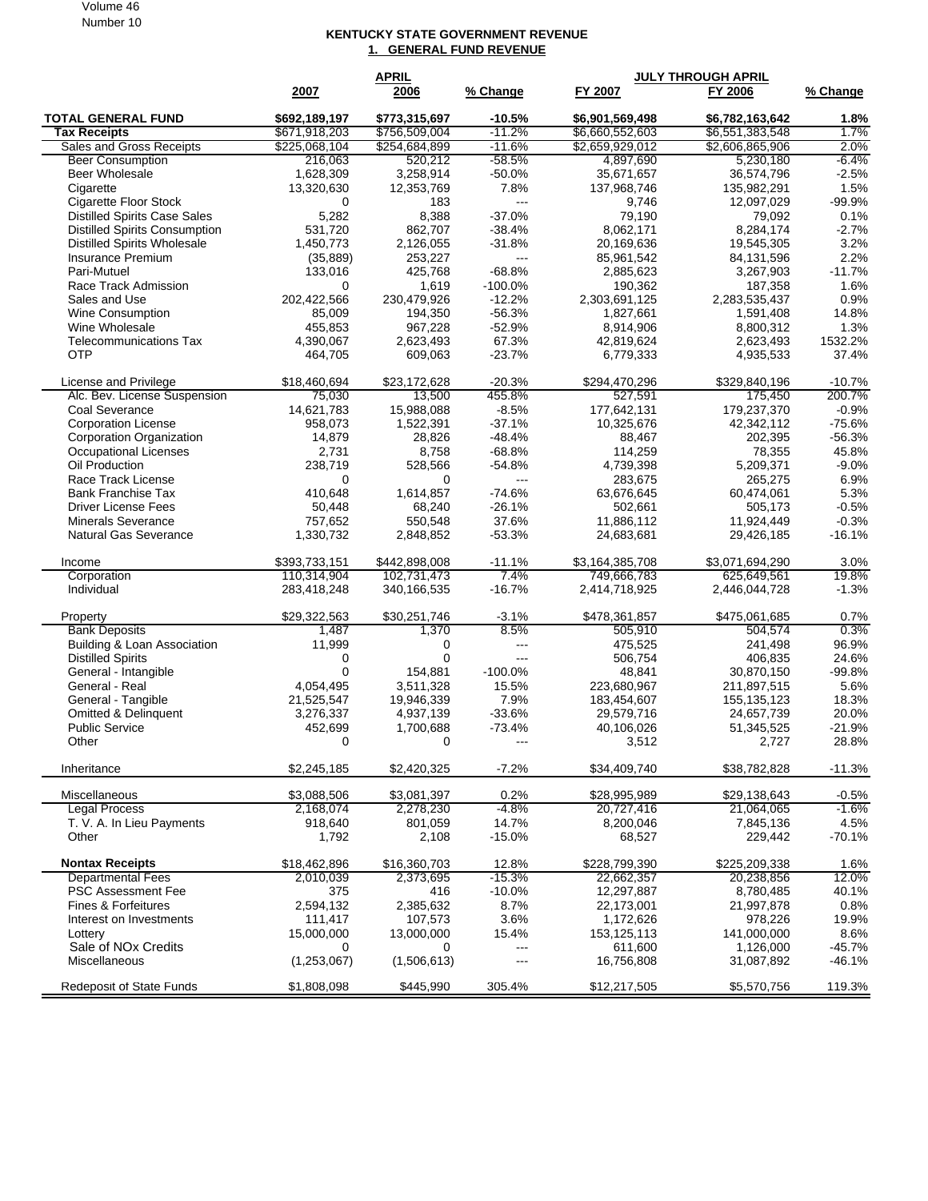**KENTUCKY STATE GOVERNMENT REVENUE**

**1. GENERAL FUND REVENUE**

| | APRIL | | | JULY THROUGH APRIL | | |
|---|---|---|---|---|---|---|
| | 2007 | 2006 | % Change | FY 2007 | FY 2006 | % Change |
| **TOTAL GENERAL FUND** | **$692,189,197** | **$773,315,697** | **-10.5%** | **$6,901,569,498** | **$6,782,163,642** | **1.8%** |
| **Tax Receipts** | $671,918,203 | $756,509,004 | -11.2% | $6,660,552,603 | $6,551,383,548 | 1.7% |
| Sales and Gross Receipts | $225,068,104 | $254,684,899 | -11.6% | $2,659,929,012 | $2,606,865,906 | 2.0% |
| Beer Consumption | 216,063 | 520,212 | -58.5% | 4,897,690 | 5,230,180 | -6.4% |
| Beer Wholesale | 1,628,309 | 3,258,914 | -50.0% | 35,671,657 | 36,574,796 | -2.5% |
| Cigarette | 13,320,630 | 12,353,769 | 7.8% | 137,968,746 | 135,982,291 | 1.5% |
| Cigarette Floor Stock | 0 | 183 | --- | 9,746 | 12,097,029 | -99.9% |
| Distilled Spirits Case Sales | 5,282 | 8,388 | -37.0% | 79,190 | 79,092 | 0.1% |
| Distilled Spirits Consumption | 531,720 | 862,707 | -38.4% | 8,062,171 | 8,284,174 | -2.7% |
| Distilled Spirits Wholesale | 1,450,773 | 2,126,055 | -31.8% | 20,169,636 | 19,545,305 | 3.2% |
| Insurance Premium | (35,889) | 253,227 | --- | 85,961,542 | 84,131,596 | 2.2% |
| Pari-Mutuel | 133,016 | 425,768 | -68.8% | 2,885,623 | 3,267,903 | -11.7% |
| Race Track Admission | 0 | 1,619 | -100.0% | 190,362 | 187,358 | 1.6% |
| Sales and Use | 202,422,566 | 230,479,926 | -12.2% | 2,303,691,125 | 2,283,535,437 | 0.9% |
| Wine Consumption | 85,009 | 194,350 | -56.3% | 1,827,661 | 1,591,408 | 14.8% |
| Wine Wholesale | 455,853 | 967,228 | -52.9% | 8,914,906 | 8,800,312 | 1.3% |
| Telecommunications Tax | 4,390,067 | 2,623,493 | 67.3% | 42,819,624 | 2,623,493 | 1532.2% |
| OTP | 464,705 | 609,063 | -23.7% | 6,779,333 | 4,935,533 | 37.4% |
| | | | | | | |
| License and Privilege | $18,460,694 | $23,172,628 | -20.3% | $294,470,296 | $329,840,196 | -10.7% |
| Alc. Bev. License Suspension | 75,030 | 13,500 | 455.8% | 527,591 | 175,450 | 200.7% |
| Coal Severance | 14,621,783 | 15,988,088 | -8.5% | 177,642,131 | 179,237,370 | -0.9% |
| Corporation License | 958,073 | 1,522,391 | -37.1% | 10,325,676 | 42,342,112 | -75.6% |
| Corporation Organization | 14,879 | 28,826 | -48.4% | 88,467 | 202,395 | -56.3% |
| Occupational Licenses | 2,731 | 8,758 | -68.8% | 114,259 | 78,355 | 45.8% |
| Oil Production | 238,719 | 528,566 | -54.8% | 4,739,398 | 5,209,371 | -9.0% |
| Race Track License | 0 | 0 | --- | 283,675 | 265,275 | 6.9% |
| Bank Franchise Tax | 410,648 | 1,614,857 | -74.6% | 63,676,645 | 60,474,061 | 5.3% |
| Driver License Fees | 50,448 | 68,240 | -26.1% | 502,661 | 505,173 | -0.5% |
| Minerals Severance | 757,652 | 550,548 | 37.6% | 11,886,112 | 11,924,449 | -0.3% |
| Natural Gas Severance | 1,330,732 | 2,848,852 | -53.3% | 24,683,681 | 29,426,185 | -16.1% |
| | | | | | | |
| Income | $393,733,151 | $442,898,008 | -11.1% | $3,164,385,708 | $3,071,694,290 | 3.0% |
| Corporation | 110,314,904 | 102,731,473 | 7.4% | 749,666,783 | 625,649,561 | 19.8% |
| Individual | 283,418,248 | 340,166,535 | -16.7% | 2,414,718,925 | 2,446,044,728 | -1.3% |
| | | | | | | |
| Property | $29,322,563 | $30,251,746 | -3.1% | $478,361,857 | $475,061,685 | 0.7% |
| Bank Deposits | 1,487 | 1,370 | 8.5% | 505,910 | 504,574 | 0.3% |
| Building & Loan Association | 11,999 | 0 | --- | 475,525 | 241,498 | 96.9% |
| Distilled Spirits | 0 | 0 | --- | 506,754 | 406,835 | 24.6% |
| General - Intangible | 0 | 154,881 | -100.0% | 48,841 | 30,870,150 | -99.8% |
| General - Real | 4,054,495 | 3,511,328 | 15.5% | 223,680,967 | 211,897,515 | 5.6% |
| General - Tangible | 21,525,547 | 19,946,339 | 7.9% | 183,454,607 | 155,135,123 | 18.3% |
| Omitted & Delinquent | 3,276,337 | 4,937,139 | -33.6% | 29,579,716 | 24,657,739 | 20.0% |
| Public Service | 452,699 | 1,700,688 | -73.4% | 40,106,026 | 51,345,525 | -21.9% |
| Other | 0 | 0 | --- | 3,512 | 2,727 | 28.8% |
| | | | | | | |
| Inheritance | $2,245,185 | $2,420,325 | -7.2% | $34,409,740 | $38,782,828 | -11.3% |
| | | | | | | |
| Miscellaneous | $3,088,506 | $3,081,397 | 0.2% | $28,995,989 | $29,138,643 | -0.5% |
| Legal Process | 2,168,074 | 2,278,230 | -4.8% | 20,727,416 | 21,064,065 | -1.6% |
| T. V. A. In Lieu Payments | 918,640 | 801,059 | 14.7% | 8,200,046 | 7,845,136 | 4.5% |
| Other | 1,792 | 2,108 | -15.0% | 68,527 | 229,442 | -70.1% |
| | | | | | | |
| **Nontax Receipts** | $18,462,896 | $16,360,703 | 12.8% | $228,799,390 | $225,209,338 | 1.6% |
| Departmental Fees | 2,010,039 | 2,373,695 | -15.3% | 22,662,357 | 20,238,856 | 12.0% |
| PSC Assessment Fee | 375 | 416 | -10.0% | 12,297,887 | 8,780,485 | 40.1% |
| Fines & Forfeitures | 2,594,132 | 2,385,632 | 8.7% | 22,173,001 | 21,997,878 | 0.8% |
| Interest on Investments | 111,417 | 107,573 | 3.6% | 1,172,626 | 978,226 | 19.9% |
| Lottery | 15,000,000 | 13,000,000 | 15.4% | 153,125,113 | 141,000,000 | 8.6% |
| Sale of NOx Credits | 0 | 0 | --- | 611,600 | 1,126,000 | -45.7% |
| Miscellaneous | (1,253,067) | (1,506,613) | --- | 16,756,808 | 31,087,892 | -46.1% |
| | | | | | | |
| Redeposit of State Funds | $1,808,098 | $445,990 | 305.4% | $12,217,505 | $5,570,756 | 119.3% |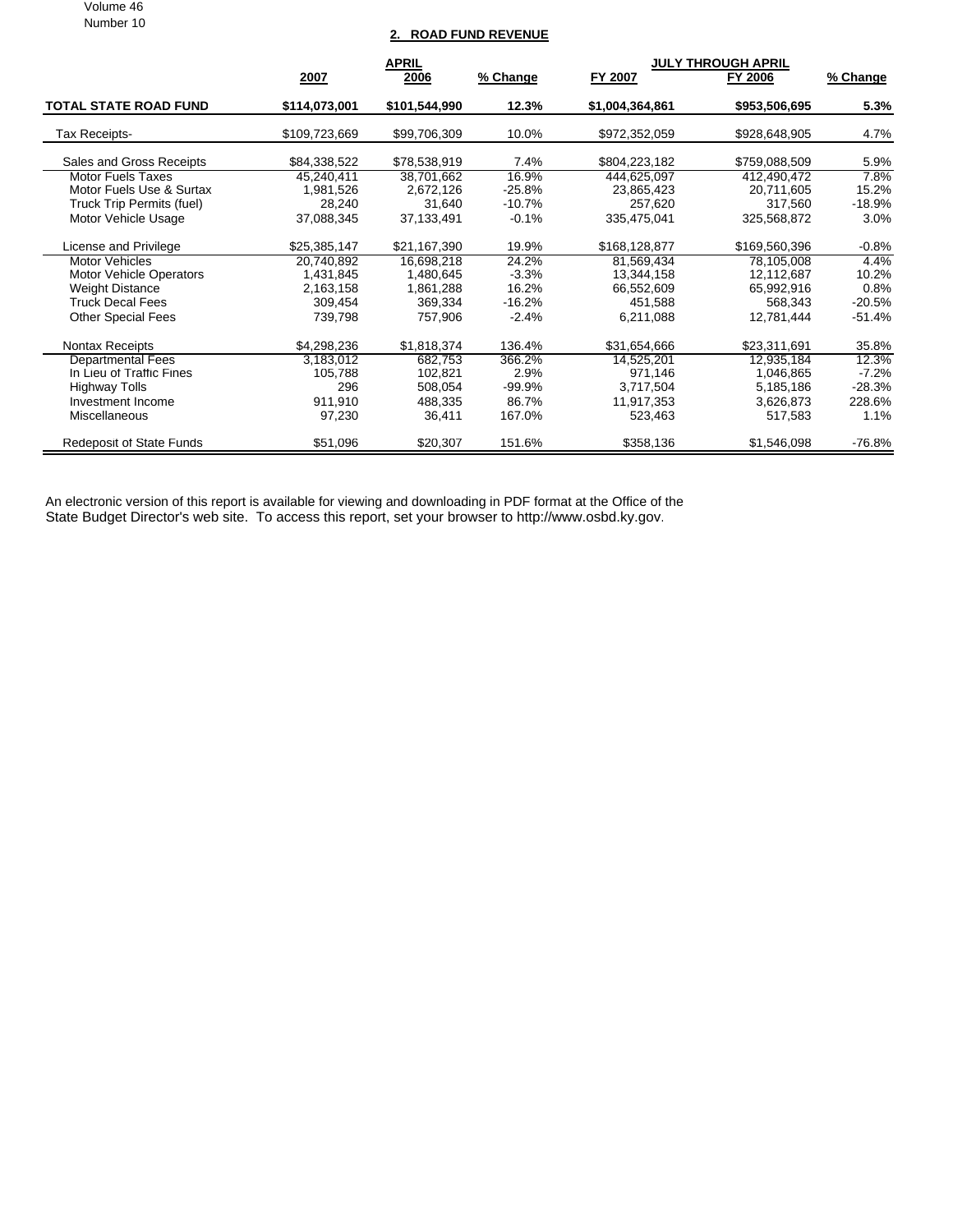## 2. ROAD FUND REVENUE

| | APRIL | | | JULY THROUGH APRIL | | |
|---|---|---|---|---|---|---|
| | 2007 | 2006 | % Change | FY 2007 | FY 2006 | % Change |
| **TOTAL STATE ROAD FUND** | **$114,073,001** | **$101,544,990** | **12.3%** | **$1,004,364,861** | **$953,506,695** | **5.3%** |
| Tax Receipts- | $109,723,669 | $99,706,309 | 10.0% | $972,352,059 | $928,648,905 | 4.7% |
| Sales and Gross Receipts | $84,338,522 | $78,538,919 | 7.4% | $804,223,182 | $759,088,509 | 5.9% |
| Motor Fuels Taxes | 45,240,411 | 38,701,662 | 16.9% | 444,625,097 | 412,490,472 | 7.8% |
| Motor Fuels Use & Surtax | 1,981,526 | 2,672,126 | -25.8% | 23,865,423 | 20,711,605 | 15.2% |
| Truck Trip Permits (fuel) | 28,240 | 31,640 | -10.7% | 257,620 | 317,560 | -18.9% |
| Motor Vehicle Usage | 37,088,345 | 37,133,491 | -0.1% | 335,475,041 | 325,568,872 | 3.0% |
| License and Privilege | $25,385,147 | $21,167,390 | 19.9% | $168,128,877 | $169,560,396 | -0.8% |
| Motor Vehicles | 20,740,892 | 16,698,218 | 24.2% | 81,569,434 | 78,105,008 | 4.4% |
| Motor Vehicle Operators | 1,431,845 | 1,480,645 | -3.3% | 13,344,158 | 12,112,687 | 10.2% |
| Weight Distance | 2,163,158 | 1,861,288 | 16.2% | 66,552,609 | 65,992,916 | 0.8% |
| Truck Decal Fees | 309,454 | 369,334 | -16.2% | 451,588 | 568,343 | -20.5% |
| Other Special Fees | 739,798 | 757,906 | -2.4% | 6,211,088 | 12,781,444 | -51.4% |
| Nontax Receipts | $4,298,236 | $1,818,374 | 136.4% | $31,654,666 | $23,311,691 | 35.8% |
| Departmental Fees | 3,183,012 | 682,753 | 366.2% | 14,525,201 | 12,935,184 | 12.3% |
| In Lieu of Traffic Fines | 105,788 | 102,821 | 2.9% | 971,146 | 1,046,865 | -7.2% |
| Highway Tolls | 296 | 508,054 | -99.9% | 3,717,504 | 5,185,186 | -28.3% |
| Investment Income | 911,910 | 488,335 | 86.7% | 11,917,353 | 3,626,873 | 228.6% |
| Miscellaneous | 97,230 | 36,411 | 167.0% | 523,463 | 517,583 | 1.1% |
| Redeposit of State Funds | $51,096 | $20,307 | 151.6% | $358,136 | $1,546,098 | -76.8% |

An electronic version of this report is available for viewing and downloading in PDF format at the Office of the State Budget Director's web site. To access this report, set your browser to http://www.osbd.ky.gov.